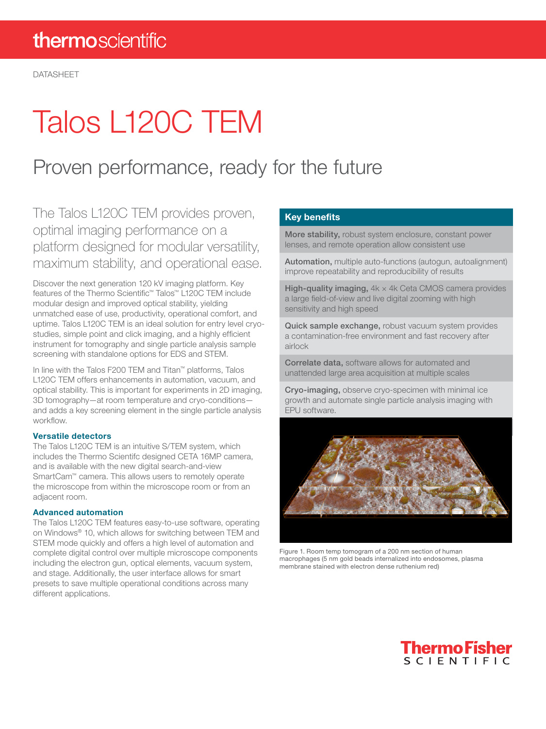DATASHEET

# Talos L120C TEM

## Proven performance, ready for the future

The Talos L120C TEM provides proven, optimal imaging performance on a platform designed for modular versatility, maximum stability, and operational ease.

Discover the next generation 120 kV imaging platform. Key features of the Thermo Scientific™ Talos™ L120C TEM include modular design and improved optical stability, yielding unmatched ease of use, productivity, operational comfort, and uptime. Talos L120C TEM is an ideal solution for entry level cryo-studies, simple point and click imaging, and a highly efficient instrument for tomography and single particle analysis sample screening with standalone options for EDS and STEM.

In line with the Talos F200 TEM and Titan™ platforms, Talos L120C TEM offers enhancements in automation, vacuum, and optical stability. This is important for experiments in 2D imaging, 3D tomography—at room temperature and cryo-conditions—and adds a key screening element in the single particle analysis workflow.

### Versatile detectors

The Talos L120C TEM is an intuitive S/TEM system, which includes the Thermo Scientifc designed CETA 16MP camera, and is available with the new digital search-and-view SmartCam™ camera. This allows users to remotely operate the microscope from within the microscope room or from an adjacent room.

### Advanced automation

The Talos L120C TEM features easy-to-use software, operating on Windows® 10, which allows for switching between TEM and STEM mode quickly and offers a high level of automation and complete digital control over multiple microscope components including the electron gun, optical elements, vacuum system, and stage. Additionally, the user interface allows for smart presets to save multiple operational conditions across many different applications.

### Key benefits

**More stability,** robust system enclosure, constant power lenses, and remote operation allow consistent use

**Automation,** multiple auto-functions (autogun, autoalignment) improve repeatability and reproducibility of results

**High-quality imaging,** 4k × 4k Ceta CMOS camera provides a large field-of-view and live digital zooming with high sensitivity and high speed

**Quick sample exchange,** robust vacuum system provides a contamination-free environment and fast recovery after airlock

**Correlate data,** software allows for automated and unattended large area acquisition at multiple scales

**Cryo-imaging,** observe cryo-specimen with minimal ice growth and automate single particle analysis imaging with EPU software.

Figure 1. Room temp tomogram of a 200 nm section of human macrophages (5 nm gold beads internalized into endosomes, plasma membrane stained with electron dense ruthenium red)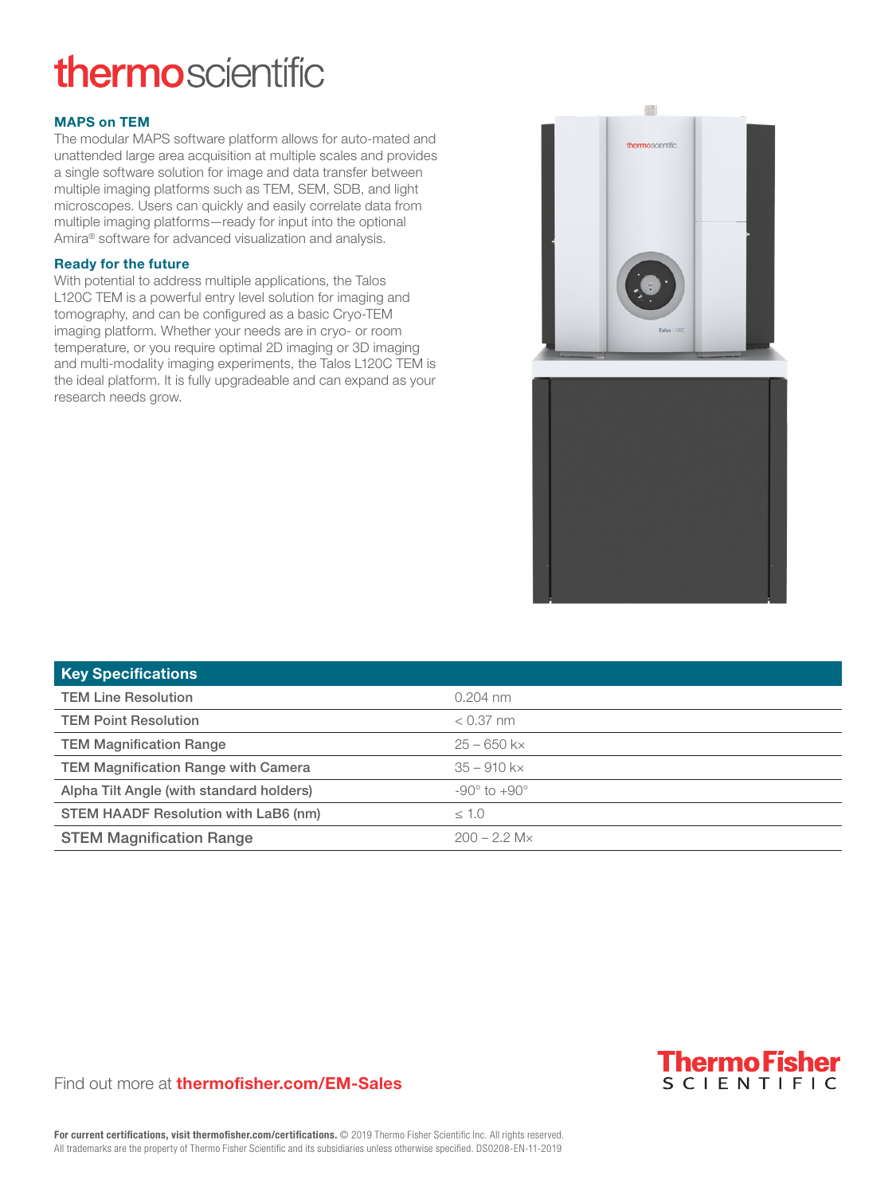### MAPS on TEM

The modular MAPS software platform allows for auto-mated and unattended large area acquisition at multiple scales and provides a single software solution for image and data transfer between multiple imaging platforms such as TEM, SEM, SDB, and light microscopes. Users can quickly and easily correlate data from multiple imaging platforms—ready for input into the optional Amira® software for advanced visualization and analysis.

### Ready for the future

With potential to address multiple applications, the Talos L120C TEM is a powerful entry level solution for imaging and tomography, and can be configured as a basic Cryo-TEM imaging platform. Whether your needs are in cryo- or room temperature, or you require optimal 2D imaging or 3D imaging and multi-modality imaging experiments, the Talos L120C TEM is the ideal platform. It is fully upgradeable and can expand as your research needs grow.

| Key Specifications | |
|---|---|
| TEM Line Resolution | 0.204 nm |
| TEM Point Resolution | < 0.37 nm |
| TEM Magnification Range | 25 – 650 k× |
| TEM Magnification Range with Camera | 35 – 910 k× |
| Alpha Tilt Angle (with standard holders) | -90° to +90° |
| STEM HAADF Resolution with LaB6 (nm) | ≤ 1.0 |
| STEM Magnification Range | 200 – 2.2 M× |

Find out more at **thermofisher.com/EM-Sales**

**For current certifications, visit thermofisher.com/certifications.** © 2019 Thermo Fisher Scientific Inc. All rights reserved. All trademarks are the property of Thermo Fisher Scientific and its subsidiaries unless otherwise specified. DS0208-EN-11-2019